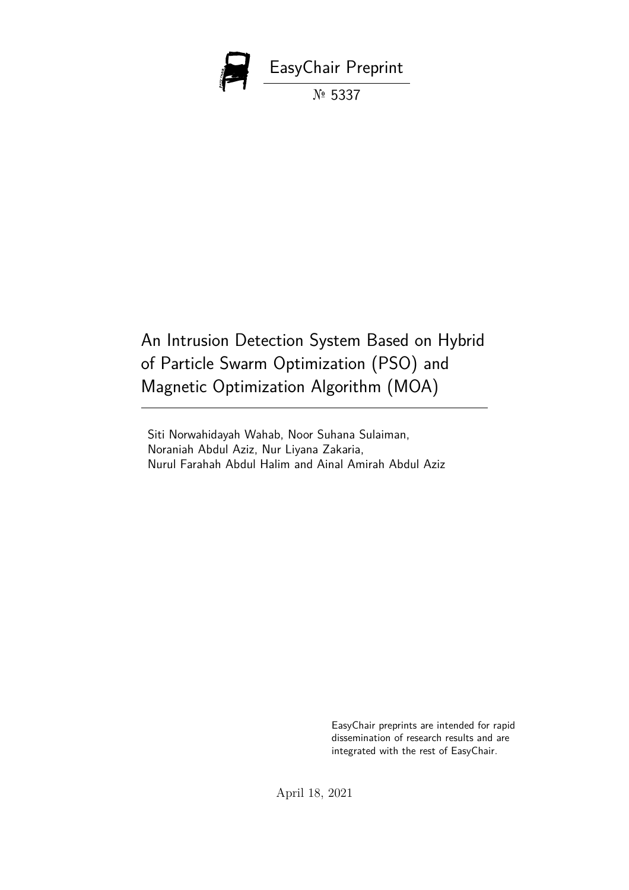EasyChair Preprint

№ 5337

# An Intrusion Detection System Based on Hybrid of Particle Swarm Optimization (PSO) and Magnetic Optimization Algorithm (MOA)

Siti Norwahidayah Wahab, Noor Suhana Sulaiman, Noraniah Abdul Aziz, Nur Liyana Zakaria, Nurul Farahah Abdul Halim and Ainal Amirah Abdul Aziz

EasyChair preprints are intended for rapid dissemination of research results and are integrated with the rest of EasyChair.

April 18, 2021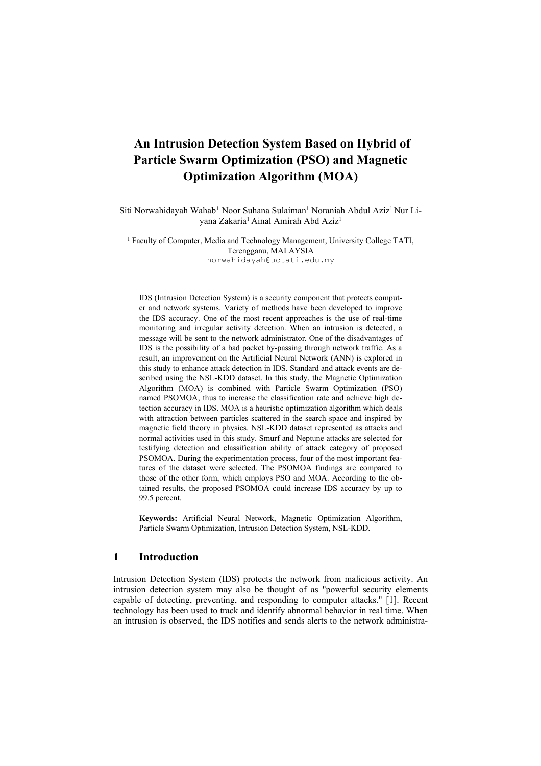# An Intrusion Detection System Based on Hybrid of Particle Swarm Optimization (PSO) and Magnetic Optimization Algorithm (MOA)

Siti Norwahidayah Wahab[1] Noor Suhana Sulaiman[1] Noraniah Abdul Aziz[1] Nur Liyana Zakaria[1] Ainal Amirah Abd Aziz[1]

[1] Faculty of Computer, Media and Technology Management, University College TATI, Terengganu, MALAYSIA
norwahidayah@uctati.edu.my

IDS (Intrusion Detection System) is a security component that protects computer and network systems. Variety of methods have been developed to improve the IDS accuracy. One of the most recent approaches is the use of real-time monitoring and irregular activity detection. When an intrusion is detected, a message will be sent to the network administrator. One of the disadvantages of IDS is the possibility of a bad packet by-passing through network traffic. As a result, an improvement on the Artificial Neural Network (ANN) is explored in this study to enhance attack detection in IDS. Standard and attack events are described using the NSL-KDD dataset. In this study, the Magnetic Optimization Algorithm (MOA) is combined with Particle Swarm Optimization (PSO) named PSOMOA, thus to increase the classification rate and achieve high detection accuracy in IDS. MOA is a heuristic optimization algorithm which deals with attraction between particles scattered in the search space and inspired by magnetic field theory in physics. NSL-KDD dataset represented as attacks and normal activities used in this study. Smurf and Neptune attacks are selected for testifying detection and classification ability of attack category of proposed PSOMOA. During the experimentation process, four of the most important features of the dataset were selected. The PSOMOA findings are compared to those of the other form, which employs PSO and MOA. According to the obtained results, the proposed PSOMOA could increase IDS accuracy by up to 99.5 percent.

**Keywords:** Artificial Neural Network, Magnetic Optimization Algorithm, Particle Swarm Optimization, Intrusion Detection System, NSL-KDD.

## 1 Introduction

Intrusion Detection System (IDS) protects the network from malicious activity. An intrusion detection system may also be thought of as "powerful security elements capable of detecting, preventing, and responding to computer attacks." [1]. Recent technology has been used to track and identify abnormal behavior in real time. When an intrusion is observed, the IDS notifies and sends alerts to the network administra-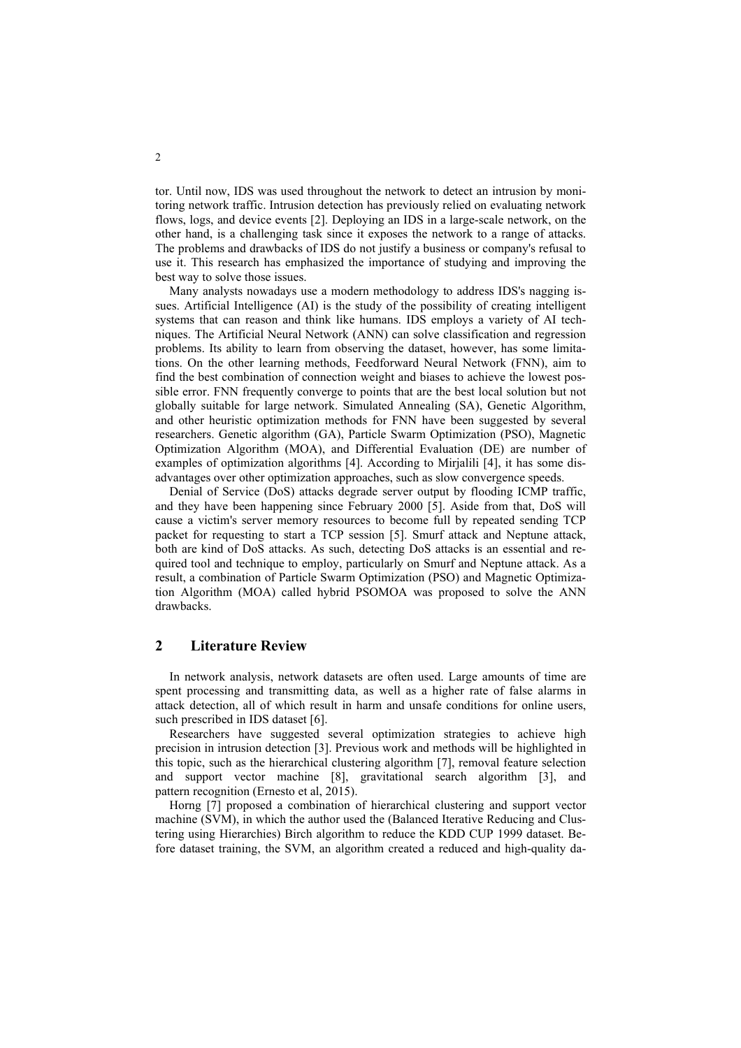tor. Until now, IDS was used throughout the network to detect an intrusion by monitoring network traffic. Intrusion detection has previously relied on evaluating network flows, logs, and device events [2]. Deploying an IDS in a large-scale network, on the other hand, is a challenging task since it exposes the network to a range of attacks. The problems and drawbacks of IDS do not justify a business or company's refusal to use it. This research has emphasized the importance of studying and improving the best way to solve those issues.

Many analysts nowadays use a modern methodology to address IDS's nagging issues. Artificial Intelligence (AI) is the study of the possibility of creating intelligent systems that can reason and think like humans. IDS employs a variety of AI techniques. The Artificial Neural Network (ANN) can solve classification and regression problems. Its ability to learn from observing the dataset, however, has some limitations. On the other learning methods, Feedforward Neural Network (FNN), aim to find the best combination of connection weight and biases to achieve the lowest possible error. FNN frequently converge to points that are the best local solution but not globally suitable for large network. Simulated Annealing (SA), Genetic Algorithm, and other heuristic optimization methods for FNN have been suggested by several researchers. Genetic algorithm (GA), Particle Swarm Optimization (PSO), Magnetic Optimization Algorithm (MOA), and Differential Evaluation (DE) are number of examples of optimization algorithms [4]. According to Mirjalili [4], it has some disadvantages over other optimization approaches, such as slow convergence speeds.

Denial of Service (DoS) attacks degrade server output by flooding ICMP traffic, and they have been happening since February 2000 [5]. Aside from that, DoS will cause a victim's server memory resources to become full by repeated sending TCP packet for requesting to start a TCP session [5]. Smurf attack and Neptune attack, both are kind of DoS attacks. As such, detecting DoS attacks is an essential and required tool and technique to employ, particularly on Smurf and Neptune attack. As a result, a combination of Particle Swarm Optimization (PSO) and Magnetic Optimization Algorithm (MOA) called hybrid PSOMOA was proposed to solve the ANN drawbacks.

## 2 Literature Review

In network analysis, network datasets are often used. Large amounts of time are spent processing and transmitting data, as well as a higher rate of false alarms in attack detection, all of which result in harm and unsafe conditions for online users, such prescribed in IDS dataset [6].

Researchers have suggested several optimization strategies to achieve high precision in intrusion detection [3]. Previous work and methods will be highlighted in this topic, such as the hierarchical clustering algorithm [7], removal feature selection and support vector machine [8], gravitational search algorithm [3], and pattern recognition (Ernesto et al, 2015).

Horng [7] proposed a combination of hierarchical clustering and support vector machine (SVM), in which the author used the (Balanced Iterative Reducing and Clustering using Hierarchies) Birch algorithm to reduce the KDD CUP 1999 dataset. Before dataset training, the SVM, an algorithm created a reduced and high-quality da-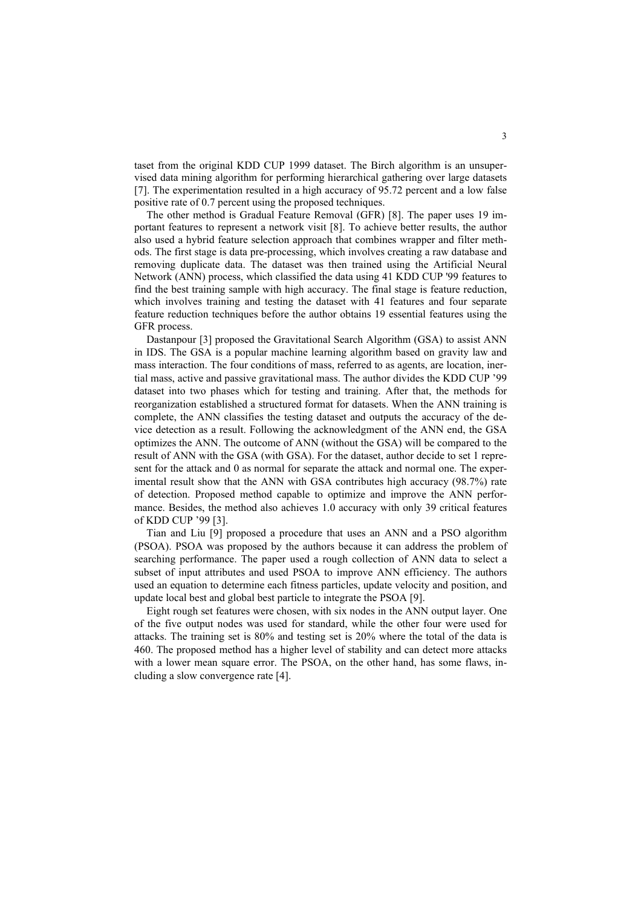taset from the original KDD CUP 1999 dataset. The Birch algorithm is an unsupervised data mining algorithm for performing hierarchical gathering over large datasets [7]. The experimentation resulted in a high accuracy of 95.72 percent and a low false positive rate of 0.7 percent using the proposed techniques.

The other method is Gradual Feature Removal (GFR) [8]. The paper uses 19 important features to represent a network visit [8]. To achieve better results, the author also used a hybrid feature selection approach that combines wrapper and filter methods. The first stage is data pre-processing, which involves creating a raw database and removing duplicate data. The dataset was then trained using the Artificial Neural Network (ANN) process, which classified the data using 41 KDD CUP '99 features to find the best training sample with high accuracy. The final stage is feature reduction, which involves training and testing the dataset with 41 features and four separate feature reduction techniques before the author obtains 19 essential features using the GFR process.

Dastanpour [3] proposed the Gravitational Search Algorithm (GSA) to assist ANN in IDS. The GSA is a popular machine learning algorithm based on gravity law and mass interaction. The four conditions of mass, referred to as agents, are location, inertial mass, active and passive gravitational mass. The author divides the KDD CUP '99 dataset into two phases which for testing and training. After that, the methods for reorganization established a structured format for datasets. When the ANN training is complete, the ANN classifies the testing dataset and outputs the accuracy of the device detection as a result. Following the acknowledgment of the ANN end, the GSA optimizes the ANN. The outcome of ANN (without the GSA) will be compared to the result of ANN with the GSA (with GSA). For the dataset, author decide to set 1 represent for the attack and 0 as normal for separate the attack and normal one. The experimental result show that the ANN with GSA contributes high accuracy (98.7%) rate of detection. Proposed method capable to optimize and improve the ANN performance. Besides, the method also achieves 1.0 accuracy with only 39 critical features of KDD CUP '99 [3].

Tian and Liu [9] proposed a procedure that uses an ANN and a PSO algorithm (PSOA). PSOA was proposed by the authors because it can address the problem of searching performance. The paper used a rough collection of ANN data to select a subset of input attributes and used PSOA to improve ANN efficiency. The authors used an equation to determine each fitness particles, update velocity and position, and update local best and global best particle to integrate the PSOA [9].

Eight rough set features were chosen, with six nodes in the ANN output layer. One of the five output nodes was used for standard, while the other four were used for attacks. The training set is 80% and testing set is 20% where the total of the data is 460. The proposed method has a higher level of stability and can detect more attacks with a lower mean square error. The PSOA, on the other hand, has some flaws, including a slow convergence rate [4].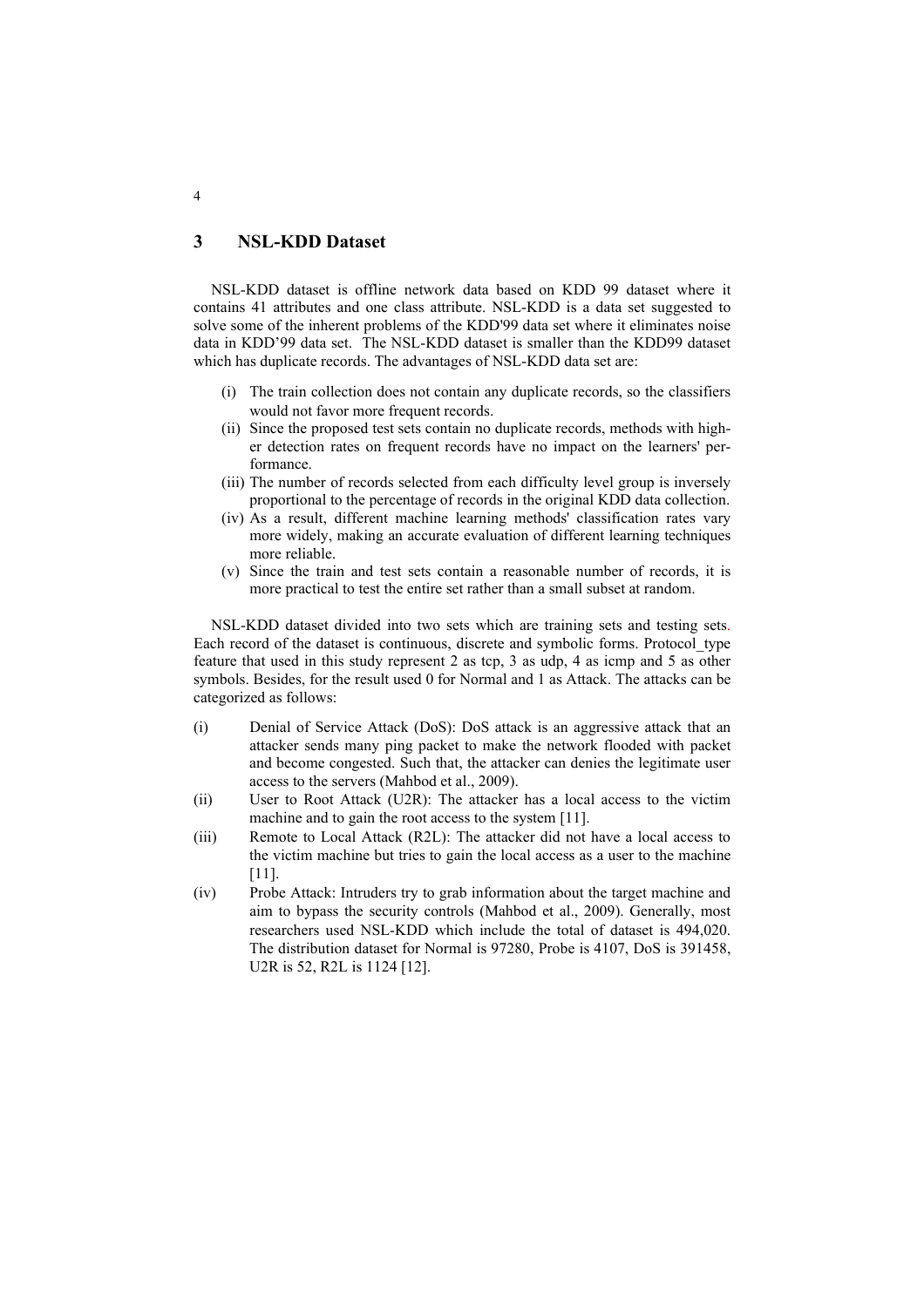## 3 NSL-KDD Dataset

NSL-KDD dataset is offline network data based on KDD 99 dataset where it contains 41 attributes and one class attribute. NSL-KDD is a data set suggested to solve some of the inherent problems of the KDD'99 data set where it eliminates noise data in KDD'99 data set. The NSL-KDD dataset is smaller than the KDD99 dataset which has duplicate records. The advantages of NSL-KDD data set are:

(i) The train collection does not contain any duplicate records, so the classifiers would not favor more frequent records.
(ii) Since the proposed test sets contain no duplicate records, methods with higher detection rates on frequent records have no impact on the learners' performance.
(iii) The number of records selected from each difficulty level group is inversely proportional to the percentage of records in the original KDD data collection.
(iv) As a result, different machine learning methods' classification rates vary more widely, making an accurate evaluation of different learning techniques more reliable.
(v) Since the train and test sets contain a reasonable number of records, it is more practical to test the entire set rather than a small subset at random.

NSL-KDD dataset divided into two sets which are training sets and testing sets. Each record of the dataset is continuous, discrete and symbolic forms. Protocol_type feature that used in this study represent 2 as tcp, 3 as udp, 4 as icmp and 5 as other symbols. Besides, for the result used 0 for Normal and 1 as Attack. The attacks can be categorized as follows:

(i) Denial of Service Attack (DoS): DoS attack is an aggressive attack that an attacker sends many ping packet to make the network flooded with packet and become congested. Such that, the attacker can denies the legitimate user access to the servers (Mahbod et al., 2009).
(ii) User to Root Attack (U2R): The attacker has a local access to the victim machine and to gain the root access to the system [11].
(iii) Remote to Local Attack (R2L): The attacker did not have a local access to the victim machine but tries to gain the local access as a user to the machine [11].
(iv) Probe Attack: Intruders try to grab information about the target machine and aim to bypass the security controls (Mahbod et al., 2009). Generally, most researchers used NSL-KDD which include the total of dataset is 494,020. The distribution dataset for Normal is 97280, Probe is 4107, DoS is 391458, U2R is 52, R2L is 1124 [12].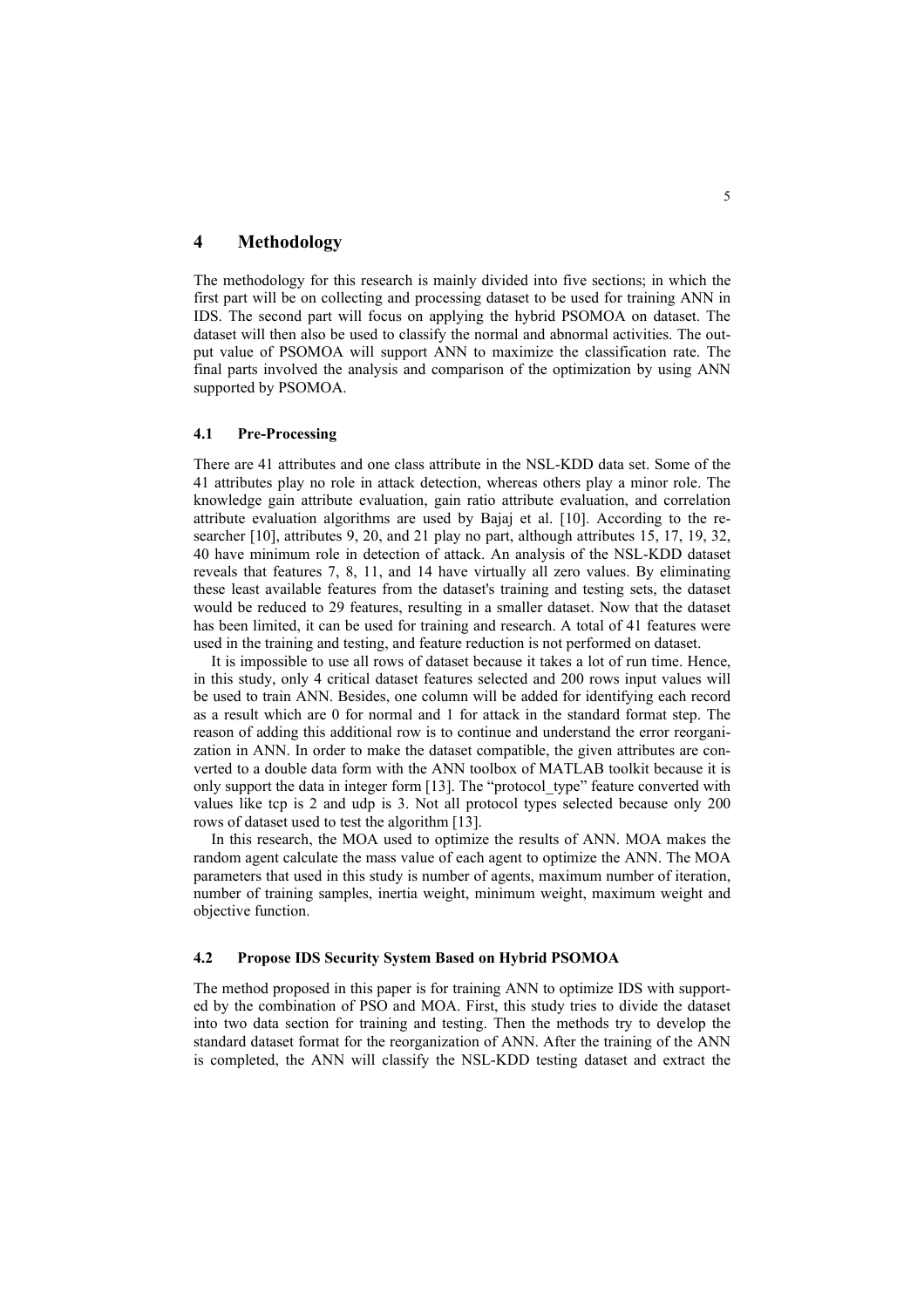## 4 Methodology

The methodology for this research is mainly divided into five sections; in which the first part will be on collecting and processing dataset to be used for training ANN in IDS. The second part will focus on applying the hybrid PSOMOA on dataset. The dataset will then also be used to classify the normal and abnormal activities. The output value of PSOMOA will support ANN to maximize the classification rate. The final parts involved the analysis and comparison of the optimization by using ANN supported by PSOMOA.

### 4.1 Pre-Processing

There are 41 attributes and one class attribute in the NSL-KDD data set. Some of the 41 attributes play no role in attack detection, whereas others play a minor role. The knowledge gain attribute evaluation, gain ratio attribute evaluation, and correlation attribute evaluation algorithms are used by Bajaj et al. [10]. According to the researcher [10], attributes 9, 20, and 21 play no part, although attributes 15, 17, 19, 32, 40 have minimum role in detection of attack. An analysis of the NSL-KDD dataset reveals that features 7, 8, 11, and 14 have virtually all zero values. By eliminating these least available features from the dataset's training and testing sets, the dataset would be reduced to 29 features, resulting in a smaller dataset. Now that the dataset has been limited, it can be used for training and research. A total of 41 features were used in the training and testing, and feature reduction is not performed on dataset.

It is impossible to use all rows of dataset because it takes a lot of run time. Hence, in this study, only 4 critical dataset features selected and 200 rows input values will be used to train ANN. Besides, one column will be added for identifying each record as a result which are 0 for normal and 1 for attack in the standard format step. The reason of adding this additional row is to continue and understand the error reorganization in ANN. In order to make the dataset compatible, the given attributes are converted to a double data form with the ANN toolbox of MATLAB toolkit because it is only support the data in integer form [13]. The "protocol_type" feature converted with values like tcp is 2 and udp is 3. Not all protocol types selected because only 200 rows of dataset used to test the algorithm [13].

In this research, the MOA used to optimize the results of ANN. MOA makes the random agent calculate the mass value of each agent to optimize the ANN. The MOA parameters that used in this study is number of agents, maximum number of iteration, number of training samples, inertia weight, minimum weight, maximum weight and objective function.

### 4.2 Propose IDS Security System Based on Hybrid PSOMOA

The method proposed in this paper is for training ANN to optimize IDS with supported by the combination of PSO and MOA. First, this study tries to divide the dataset into two data section for training and testing. Then the methods try to develop the standard dataset format for the reorganization of ANN. After the training of the ANN is completed, the ANN will classify the NSL-KDD testing dataset and extract the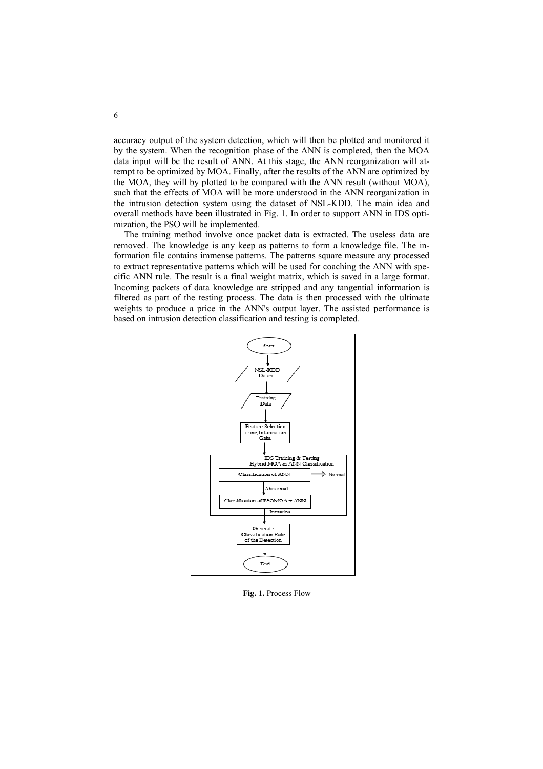accuracy output of the system detection, which will then be plotted and monitored it by the system. When the recognition phase of the ANN is completed, then the MOA data input will be the result of ANN. At this stage, the ANN reorganization will attempt to be optimized by MOA. Finally, after the results of the ANN are optimized by the MOA, they will by plotted to be compared with the ANN result (without MOA), such that the effects of MOA will be more understood in the ANN reorganization in the intrusion detection system using the dataset of NSL-KDD. The main idea and overall methods have been illustrated in Fig. 1. In order to support ANN in IDS optimization, the PSO will be implemented.

The training method involve once packet data is extracted. The useless data are removed. The knowledge is any keep as patterns to form a knowledge file. The information file contains immense patterns. The patterns square measure any processed to extract representative patterns which will be used for coaching the ANN with specific ANN rule. The result is a final weight matrix, which is saved in a large format. Incoming packets of data knowledge are stripped and any tangential information is filtered as part of the testing process. The data is then processed with the ultimate weights to produce a price in the ANN's output layer. The assisted performance is based on intrusion detection classification and testing is completed.

Start

NSL-KDD Dataset

Training Data

Feature Selection using Information Gain

IDS Training & Testing Hybrid MOA & ANN Classification

Classification of ANN → Normal

Abnormal

Classification of PSOMOA + ANN

Intrusion

Generate Classification Rate of the Detection

End

**Fig. 1.** Process Flow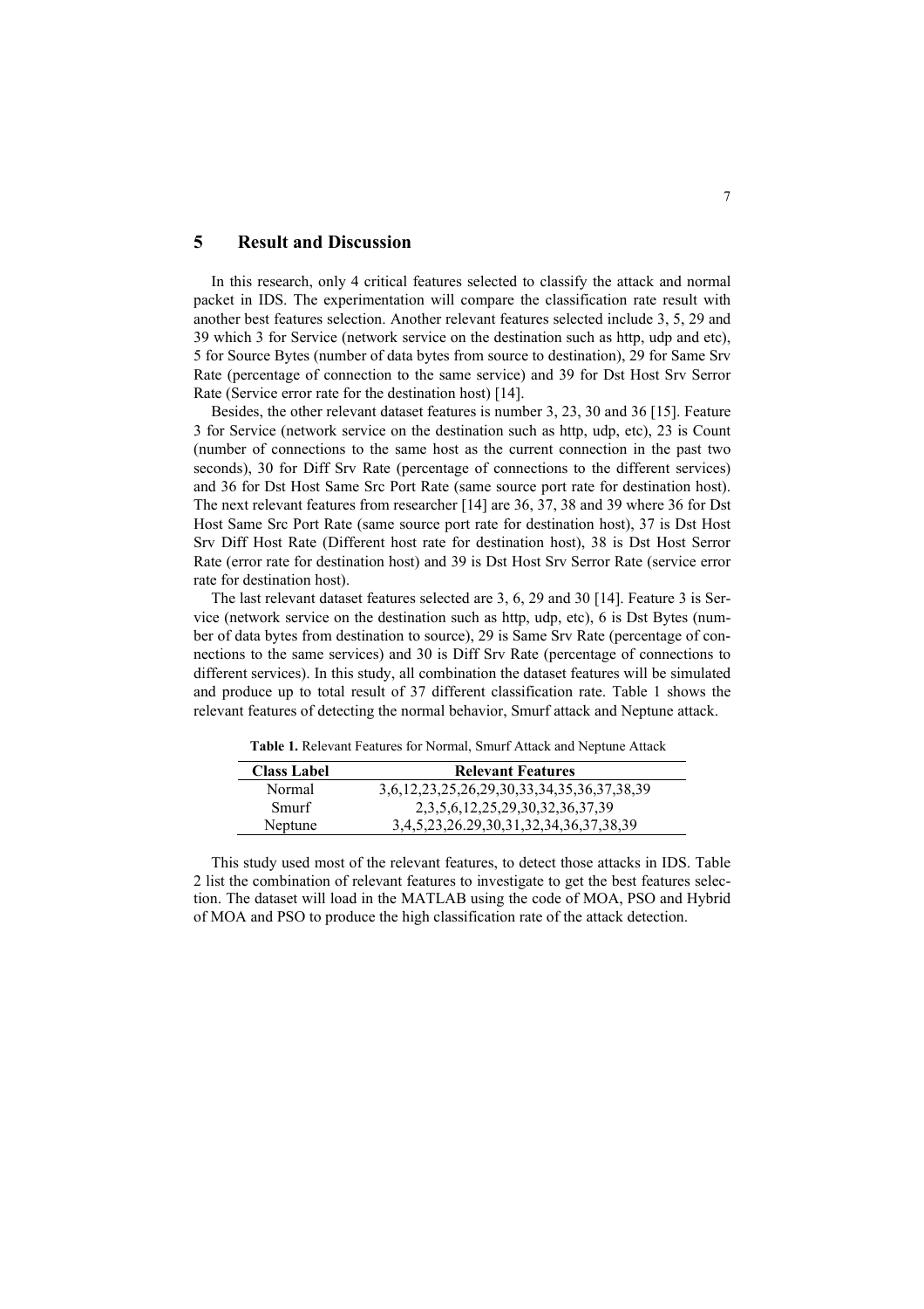## 5 Result and Discussion

In this research, only 4 critical features selected to classify the attack and normal packet in IDS. The experimentation will compare the classification rate result with another best features selection. Another relevant features selected include 3, 5, 29 and 39 which 3 for Service (network service on the destination such as http, udp and etc), 5 for Source Bytes (number of data bytes from source to destination), 29 for Same Srv Rate (percentage of connection to the same service) and 39 for Dst Host Srv Serror Rate (Service error rate for the destination host) [14].

Besides, the other relevant dataset features is number 3, 23, 30 and 36 [15]. Feature 3 for Service (network service on the destination such as http, udp, etc), 23 is Count (number of connections to the same host as the current connection in the past two seconds), 30 for Diff Srv Rate (percentage of connections to the different services) and 36 for Dst Host Same Src Port Rate (same source port rate for destination host). The next relevant features from researcher [14] are 36, 37, 38 and 39 where 36 for Dst Host Same Src Port Rate (same source port rate for destination host), 37 is Dst Host Srv Diff Host Rate (Different host rate for destination host), 38 is Dst Host Serror Rate (error rate for destination host) and 39 is Dst Host Srv Serror Rate (service error rate for destination host).

The last relevant dataset features selected are 3, 6, 29 and 30 [14]. Feature 3 is Service (network service on the destination such as http, udp, etc), 6 is Dst Bytes (number of data bytes from destination to source), 29 is Same Srv Rate (percentage of connections to the same services) and 30 is Diff Srv Rate (percentage of connections to different services). In this study, all combination the dataset features will be simulated and produce up to total result of 37 different classification rate. Table 1 shows the relevant features of detecting the normal behavior, Smurf attack and Neptune attack.

**Table 1.** Relevant Features for Normal, Smurf Attack and Neptune Attack

| Class Label | Relevant Features |
|---|---|
| Normal | 3,6,12,23,25,26,29,30,33,34,35,36,37,38,39 |
| Smurf | 2,3,5,6,12,25,29,30,32,36,37,39 |
| Neptune | 3,4,5,23,26.29,30,31,32,34,36,37,38,39 |

This study used most of the relevant features, to detect those attacks in IDS. Table 2 list the combination of relevant features to investigate to get the best features selection. The dataset will load in the MATLAB using the code of MOA, PSO and Hybrid of MOA and PSO to produce the high classification rate of the attack detection.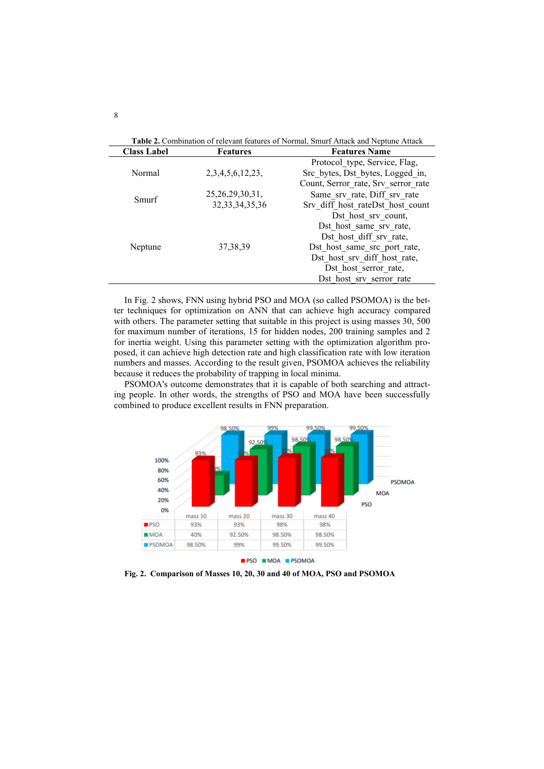**Table 2.** Combination of relevant features of Normal, Smurf Attack and Neptune Attack

| Class Label | Features | Features Name |
|---|---|---|
| Normal | 2,3,4,5,6,12,23, | Protocol_type, Service, Flag, Src_bytes, Dst_bytes, Logged_in, Count, Serror_rate, Srv_serror_rate |
| Smurf | 25,26,29,30,31, 32,33,34,35,36 | Same_srv_rate, Diff_srv_rate Srv_diff_host_rateDst_host_count |
| Neptune | 37,38,39 | Dst_host_srv_count, Dst_host_same_srv_rate, Dst_host_diff_srv_rate, Dst_host_same_src_port_rate, Dst_host_srv_diff_host_rate, Dst_host_serror_rate, Dst_host_srv_serror_rate |

In Fig. 2 shows, FNN using hybrid PSO and MOA (so called PSOMOA) is the better techniques for optimization on ANN that can achieve high accuracy compared with others. The parameter setting that suitable in this project is using masses 30, 500 for maximum number of iterations, 15 for hidden nodes, 200 training samples and 2 for inertia weight. Using this parameter setting with the optimization algorithm proposed, it can achieve high detection rate and high classification rate with low iteration numbers and masses. According to the result given, PSOMOA achieves the reliability because it reduces the probability of trapping in local minima.

PSOMOA's outcome demonstrates that it is capable of both searching and attracting people. In other words, the strengths of PSO and MOA have been successfully combined to produce excellent results in FNN preparation.

| | mass 10 | mass 20 | mass 30 | mass 40 |
|---|---|---|---|---|
| PSO | 93% | 93% | 98% | 98% |
| MOA | 40% | 92.50% | 98.50% | 98.50% |
| PSOMOA | 98.50% | 99% | 99.50% | 99.50% |

**Fig. 2. Comparison of Masses 10, 20, 30 and 40 of MOA, PSO and PSOMOA**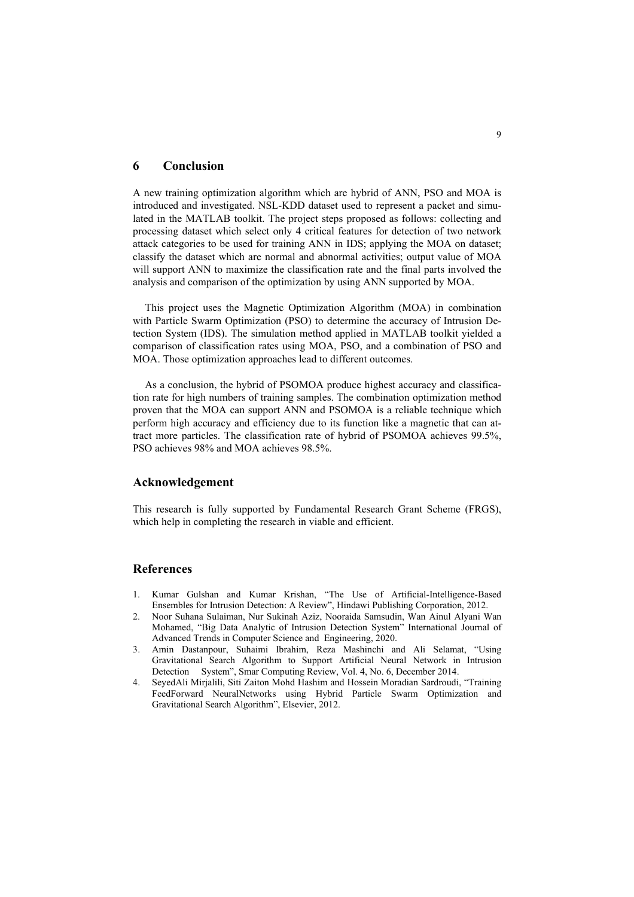## 6 Conclusion

A new training optimization algorithm which are hybrid of ANN, PSO and MOA is introduced and investigated. NSL-KDD dataset used to represent a packet and simulated in the MATLAB toolkit. The project steps proposed as follows: collecting and processing dataset which select only 4 critical features for detection of two network attack categories to be used for training ANN in IDS; applying the MOA on dataset; classify the dataset which are normal and abnormal activities; output value of MOA will support ANN to maximize the classification rate and the final parts involved the analysis and comparison of the optimization by using ANN supported by MOA.

This project uses the Magnetic Optimization Algorithm (MOA) in combination with Particle Swarm Optimization (PSO) to determine the accuracy of Intrusion Detection System (IDS). The simulation method applied in MATLAB toolkit yielded a comparison of classification rates using MOA, PSO, and a combination of PSO and MOA. Those optimization approaches lead to different outcomes.

As a conclusion, the hybrid of PSOMOA produce highest accuracy and classification rate for high numbers of training samples. The combination optimization method proven that the MOA can support ANN and PSOMOA is a reliable technique which perform high accuracy and efficiency due to its function like a magnetic that can attract more particles. The classification rate of hybrid of PSOMOA achieves 99.5%, PSO achieves 98% and MOA achieves 98.5%.

## Acknowledgement

This research is fully supported by Fundamental Research Grant Scheme (FRGS), which help in completing the research in viable and efficient.

## References

1. Kumar Gulshan and Kumar Krishan, "The Use of Artificial-Intelligence-Based Ensembles for Intrusion Detection: A Review", Hindawi Publishing Corporation, 2012.
2. Noor Suhana Sulaiman, Nur Sukinah Aziz, Nooraida Samsudin, Wan Ainul Alyani Wan Mohamed, "Big Data Analytic of Intrusion Detection System" International Journal of Advanced Trends in Computer Science and Engineering, 2020.
3. Amin Dastanpour, Suhaimi Ibrahim, Reza Mashinchi and Ali Selamat, "Using Gravitational Search Algorithm to Support Artificial Neural Network in Intrusion Detection System", Smar Computing Review, Vol. 4, No. 6, December 2014.
4. SeyedAli Mirjalili, Siti Zaiton Mohd Hashim and Hossein Moradian Sardroudi, "Training FeedForward NeuralNetworks using Hybrid Particle Swarm Optimization and Gravitational Search Algorithm", Elsevier, 2012.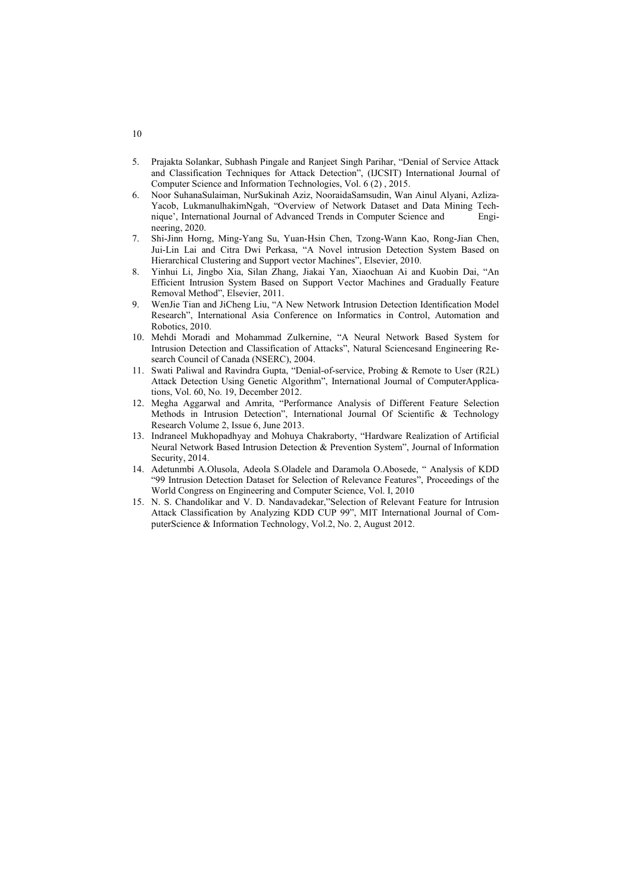5. Prajakta Solankar, Subhash Pingale and Ranjeet Singh Parihar, "Denial of Service Attack and Classification Techniques for Attack Detection", (IJCSIT) International Journal of Computer Science and Information Technologies, Vol. 6 (2) , 2015.
6. Noor SuhanaSulaiman, NurSukinah Aziz, NooraidaSamsudin, Wan Ainul Alyani, Azliza-Yacob, LukmanulhakimNgah, "Overview of Network Dataset and Data Mining Technique', International Journal of Advanced Trends in Computer Science and Engineering, 2020.
7. Shi-Jinn Horng, Ming-Yang Su, Yuan-Hsin Chen, Tzong-Wann Kao, Rong-Jian Chen, Jui-Lin Lai and Citra Dwi Perkasa, "A Novel intrusion Detection System Based on Hierarchical Clustering and Support vector Machines", Elsevier, 2010.
8. Yinhui Li, Jingbo Xia, Silan Zhang, Jiakai Yan, Xiaochuan Ai and Kuobin Dai, "An Efficient Intrusion System Based on Support Vector Machines and Gradually Feature Removal Method", Elsevier, 2011.
9. WenJie Tian and JiCheng Liu, "A New Network Intrusion Detection Identification Model Research", International Asia Conference on Informatics in Control, Automation and Robotics, 2010.
10. Mehdi Moradi and Mohammad Zulkernine, "A Neural Network Based System for Intrusion Detection and Classification of Attacks", Natural Sciencesand Engineering Research Council of Canada (NSERC), 2004.
11. Swati Paliwal and Ravindra Gupta, "Denial-of-service, Probing & Remote to User (R2L) Attack Detection Using Genetic Algorithm", International Journal of ComputerApplications, Vol. 60, No. 19, December 2012.
12. Megha Aggarwal and Amrita, "Performance Analysis of Different Feature Selection Methods in Intrusion Detection", International Journal Of Scientific & Technology Research Volume 2, Issue 6, June 2013.
13. Indraneel Mukhopadhyay and Mohuya Chakraborty, "Hardware Realization of Artificial Neural Network Based Intrusion Detection & Prevention System", Journal of Information Security, 2014.
14. Adetunmbi A.Olusola, Adeola S.Oladele and Daramola O.Abosede, " Analysis of KDD "99 Intrusion Detection Dataset for Selection of Relevance Features", Proceedings of the World Congress on Engineering and Computer Science, Vol. I, 2010
15. N. S. Chandolikar and V. D. Nandavadekar,"Selection of Relevant Feature for Intrusion Attack Classification by Analyzing KDD CUP 99", MIT International Journal of ComputerScience & Information Technology, Vol.2, No. 2, August 2012.